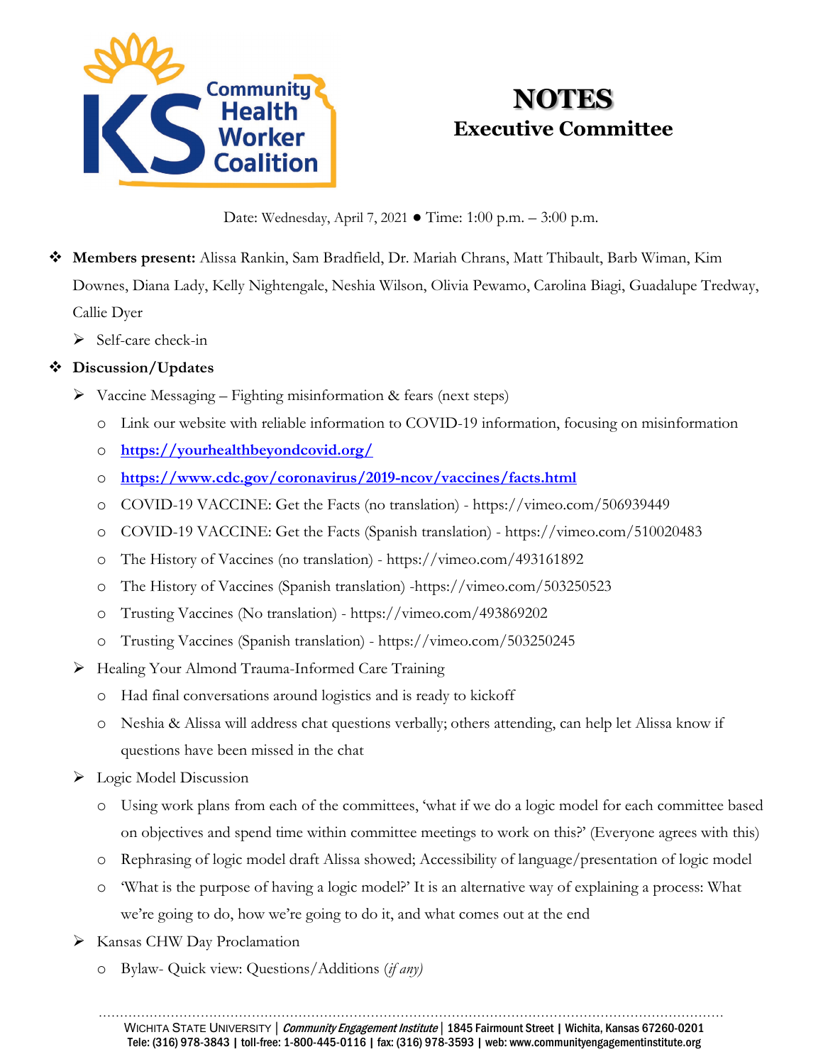# NOTES
## Executive Committee

Date: Wednesday, April 7, 2021 ● Time: 1:00 p.m. – 3:00 p.m.

- **Members present:** Alissa Rankin, Sam Bradfield, Dr. Mariah Chrans, Matt Thibault, Barb Wiman, Kim Downes, Diana Lady, Kelly Nightengale, Neshia Wilson, Olivia Pewamo, Carolina Biagi, Guadalupe Tredway, Callie Dyer
  - Self-care check-in
- **Discussion/Updates**
  - Vaccine Messaging – Fighting misinformation & fears (next steps)
    - Link our website with reliable information to COVID-19 information, focusing on misinformation
    - **https://yourhealthbeyondcovid.org/**
    - **https://www.cdc.gov/coronavirus/2019-ncov/vaccines/facts.html**
    - COVID-19 VACCINE: Get the Facts (no translation) - https://vimeo.com/506939449
    - COVID-19 VACCINE: Get the Facts (Spanish translation) - https://vimeo.com/510020483
    - The History of Vaccines (no translation) - https://vimeo.com/493161892
    - The History of Vaccines (Spanish translation) -https://vimeo.com/503250523
    - Trusting Vaccines (No translation) - https://vimeo.com/493869202
    - Trusting Vaccines (Spanish translation) - https://vimeo.com/503250245
  - Healing Your Almond Trauma-Informed Care Training
    - Had final conversations around logistics and is ready to kickoff
    - Neshia & Alissa will address chat questions verbally; others attending, can help let Alissa know if questions have been missed in the chat
  - Logic Model Discussion
    - Using work plans from each of the committees, 'what if we do a logic model for each committee based on objectives and spend time within committee meetings to work on this?' (Everyone agrees with this)
    - Rephrasing of logic model draft Alissa showed; Accessibility of language/presentation of logic model
    - 'What is the purpose of having a logic model?' It is an alternative way of explaining a process: What we're going to do, how we're going to do it, and what comes out at the end
  - Kansas CHW Day Proclamation
    - Bylaw- Quick view: Questions/Additions *(if any)*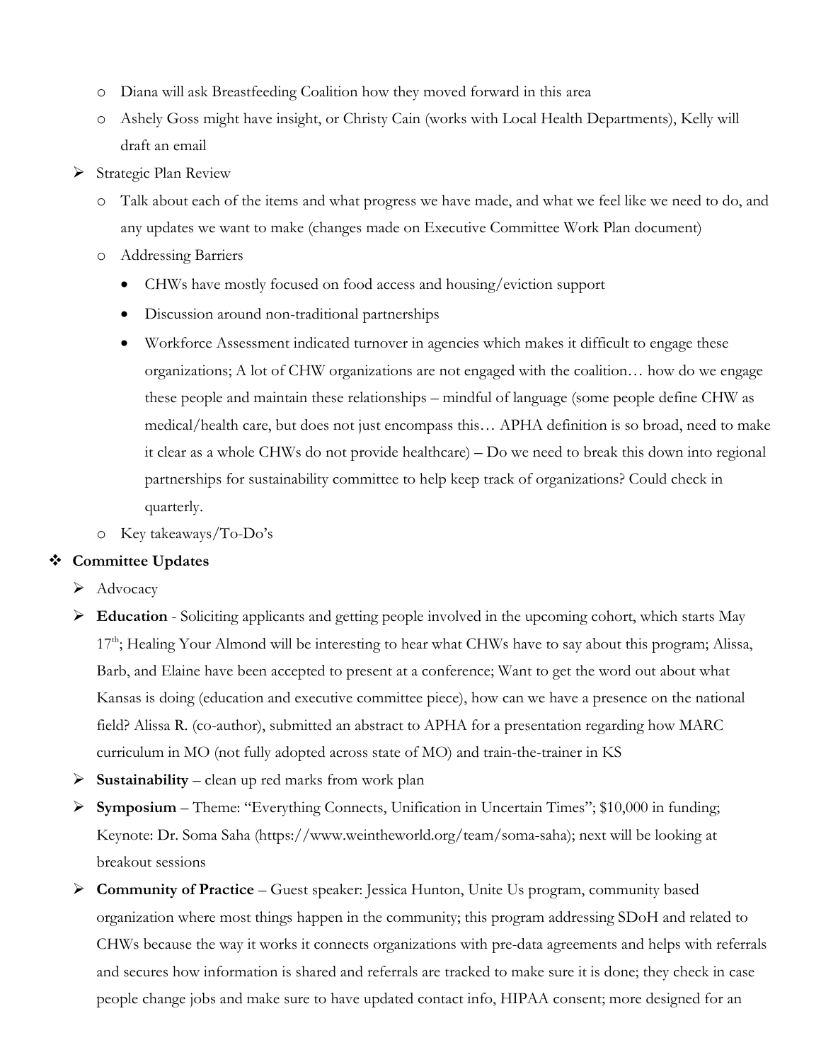- Diana will ask Breastfeeding Coalition how they moved forward in this area
    - Ashely Goss might have insight, or Christy Cain (works with Local Health Departments), Kelly will draft an email
- Strategic Plan Review
    - Talk about each of the items and what progress we have made, and what we feel like we need to do, and any updates we want to make (changes made on Executive Committee Work Plan document)
    - Addressing Barriers
        - CHWs have mostly focused on food access and housing/eviction support
        - Discussion around non-traditional partnerships
        - Workforce Assessment indicated turnover in agencies which makes it difficult to engage these organizations; A lot of CHW organizations are not engaged with the coalition… how do we engage these people and maintain these relationships – mindful of language (some people define CHW as medical/health care, but does not just encompass this… APHA definition is so broad, need to make it clear as a whole CHWs do not provide healthcare) – Do we need to break this down into regional partnerships for sustainability committee to help keep track of organizations? Could check in quarterly.
    - Key takeaways/To-Do's

- **Committee Updates**
    - Advocacy
    - **Education** - Soliciting applicants and getting people involved in the upcoming cohort, which starts May 17th; Healing Your Almond will be interesting to hear what CHWs have to say about this program; Alissa, Barb, and Elaine have been accepted to present at a conference; Want to get the word out about what Kansas is doing (education and executive committee piece), how can we have a presence on the national field? Alissa R. (co-author), submitted an abstract to APHA for a presentation regarding how MARC curriculum in MO (not fully adopted across state of MO) and train-the-trainer in KS
    - **Sustainability** – clean up red marks from work plan
    - **Symposium** – Theme: "Everything Connects, Unification in Uncertain Times"; $10,000 in funding; Keynote: Dr. Soma Saha (https://www.weintheworld.org/team/soma-saha); next will be looking at breakout sessions
    - **Community of Practice** – Guest speaker: Jessica Hunton, Unite Us program, community based organization where most things happen in the community; this program addressing SDoH and related to CHWs because the way it works it connects organizations with pre-data agreements and helps with referrals and secures how information is shared and referrals are tracked to make sure it is done; they check in case people change jobs and make sure to have updated contact info, HIPAA consent; more designed for an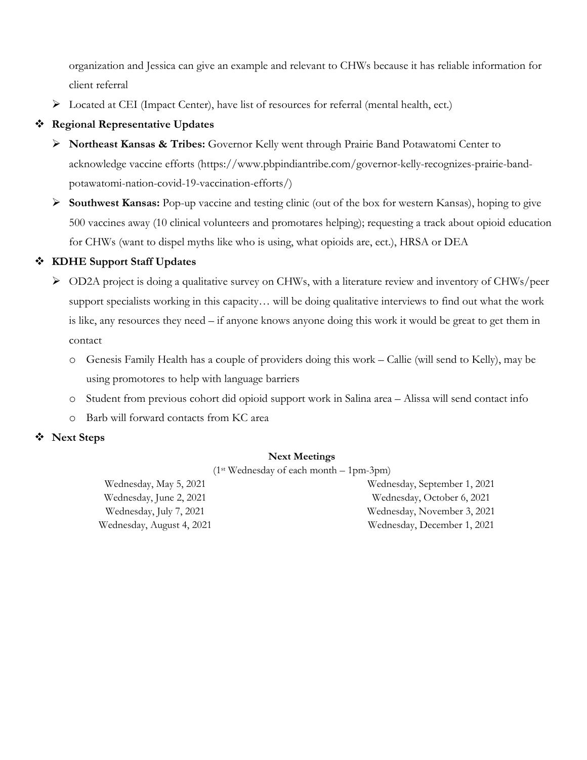organization and Jessica can give an example and relevant to CHWs because it has reliable information for client referral

- Located at CEI (Impact Center), have list of resources for referral (mental health, ect.)

- **Regional Representative Updates**
  - **Northeast Kansas & Tribes:** Governor Kelly went through Prairie Band Potawatomi Center to acknowledge vaccine efforts (https://www.pbpindiantribe.com/governor-kelly-recognizes-prairie-band-potawatomi-nation-covid-19-vaccination-efforts/)
  - **Southwest Kansas:** Pop-up vaccine and testing clinic (out of the box for western Kansas), hoping to give 500 vaccines away (10 clinical volunteers and promotares helping); requesting a track about opioid education for CHWs (want to dispel myths like who is using, what opioids are, ect.), HRSA or DEA

- **KDHE Support Staff Updates**
  - OD2A project is doing a qualitative survey on CHWs, with a literature review and inventory of CHWs/peer support specialists working in this capacity… will be doing qualitative interviews to find out what the work is like, any resources they need – if anyone knows anyone doing this work it would be great to get them in contact
    - Genesis Family Health has a couple of providers doing this work – Callie (will send to Kelly), may be using promotores to help with language barriers
    - Student from previous cohort did opioid support work in Salina area – Alissa will send contact info
    - Barb will forward contacts from KC area

- **Next Steps**

**Next Meetings**

(1st Wednesday of each month – 1pm-3pm)

Wednesday, May 5, 2021
Wednesday, June 2, 2021
Wednesday, July 7, 2021
Wednesday, August 4, 2021
Wednesday, September 1, 2021
Wednesday, October 6, 2021
Wednesday, November 3, 2021
Wednesday, December 1, 2021